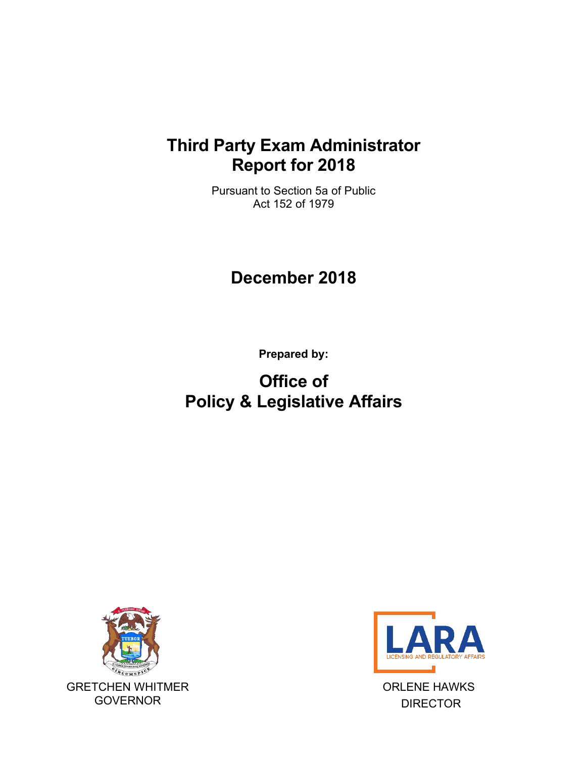# Third Party Exam Administrator Report for 2018

Pursuant to Section 5a of Public Act 152 of 1979

## December 2018

**Prepared by:**

## Office of Policy & Legislative Affairs

GRETCHEN WHITMER
GOVERNOR

ORLENE HAWKS
DIRECTOR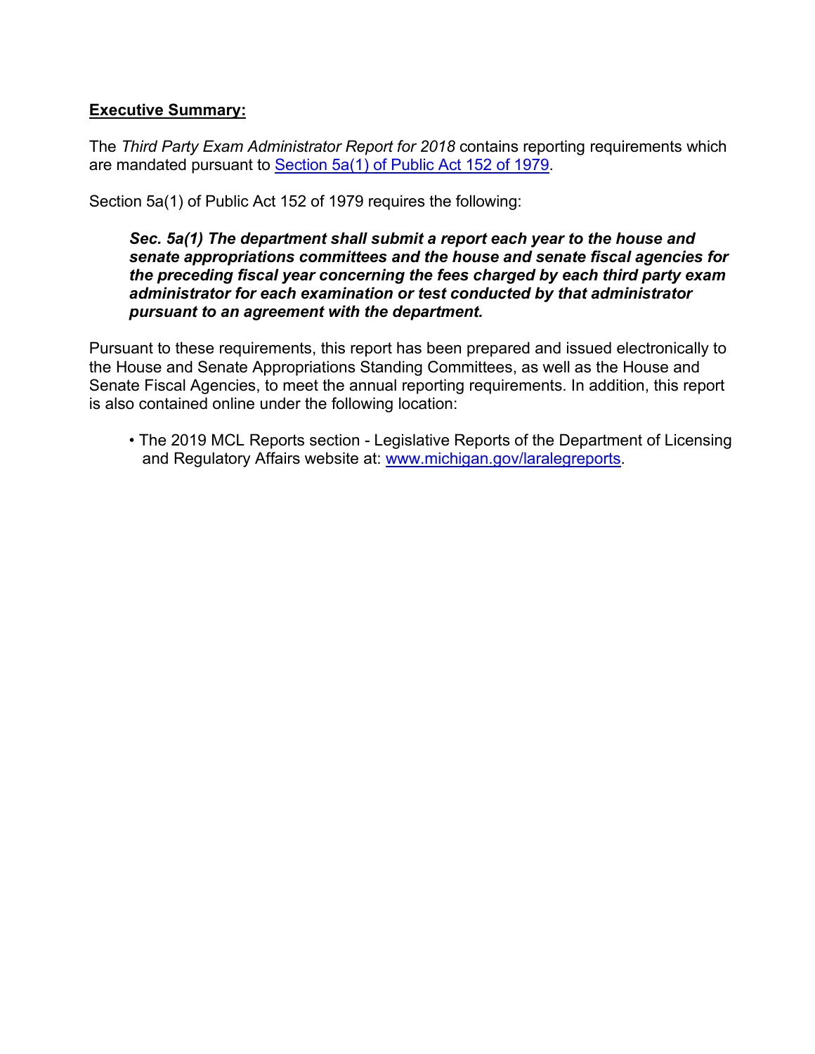**Executive Summary:**

The *Third Party Exam Administrator Report for 2018* contains reporting requirements which are mandated pursuant to [Section 5a(1) of Public Act 152 of 1979](#).

Section 5a(1) of Public Act 152 of 1979 requires the following:

> ***Sec. 5a(1) The department shall submit a report each year to the house and senate appropriations committees and the house and senate fiscal agencies for the preceding fiscal year concerning the fees charged by each third party exam administrator for each examination or test conducted by that administrator pursuant to an agreement with the department.***

Pursuant to these requirements, this report has been prepared and issued electronically to the House and Senate Appropriations Standing Committees, as well as the House and Senate Fiscal Agencies, to meet the annual reporting requirements. In addition, this report is also contained online under the following location:

- The 2019 MCL Reports section - Legislative Reports of the Department of Licensing and Regulatory Affairs website at: [www.michigan.gov/laralegreports](www.michigan.gov/laralegreports).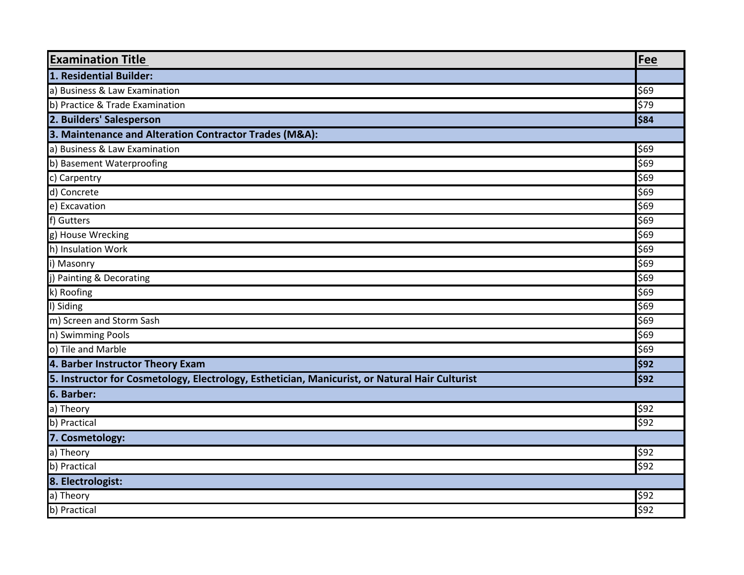| **Examination Title** | **Fee** |
| --- | --- |
| **1. Residential Builder:** | |
| a) Business & Law Examination | $69 |
| b) Practice & Trade Examination | $79 |
| **2. Builders' Salesperson** | **$84** |
| **3. Maintenance and Alteration Contractor Trades (M&A):** | |
| a) Business & Law Examination | $69 |
| b) Basement Waterproofing | $69 |
| c) Carpentry | $69 |
| d) Concrete | $69 |
| e) Excavation | $69 |
| f) Gutters | $69 |
| g) House Wrecking | $69 |
| h) Insulation Work | $69 |
| i) Masonry | $69 |
| j) Painting & Decorating | $69 |
| k) Roofing | $69 |
| l) Siding | $69 |
| m) Screen and Storm Sash | $69 |
| n) Swimming Pools | $69 |
| o) Tile and Marble | $69 |
| **4. Barber Instructor Theory Exam** | **$92** |
| **5. Instructor for Cosmetology, Electrology, Esthetician, Manicurist, or Natural Hair Culturist** | **$92** |
| **6. Barber:** | |
| a) Theory | $92 |
| b) Practical | $92 |
| **7. Cosmetology:** | |
| a) Theory | $92 |
| b) Practical | $92 |
| **8. Electrologist:** | |
| a) Theory | $92 |
| b) Practical | $92 |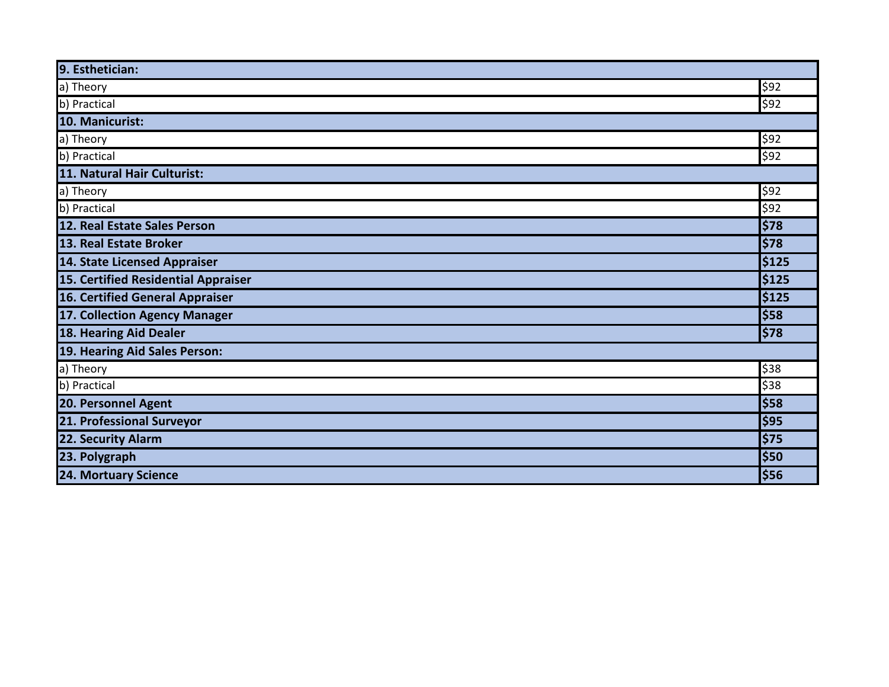| | |
|---|---|
| **9. Esthetician:** | |
| a) Theory | $92 |
| b) Practical | $92 |
| **10. Manicurist:** | |
| a) Theory | $92 |
| b) Practical | $92 |
| **11. Natural Hair Culturist:** | |
| a) Theory | $92 |
| b) Practical | $92 |
| **12. Real Estate Sales Person** | **$78** |
| **13. Real Estate Broker** | **$78** |
| **14. State Licensed Appraiser** | **$125** |
| **15. Certified Residential Appraiser** | **$125** |
| **16. Certified General Appraiser** | **$125** |
| **17. Collection Agency Manager** | **$58** |
| **18. Hearing Aid Dealer** | **$78** |
| **19. Hearing Aid Sales Person:** | |
| a) Theory | $38 |
| b) Practical | $38 |
| **20. Personnel Agent** | **$58** |
| **21. Professional Surveyor** | **$95** |
| **22. Security Alarm** | **$75** |
| **23. Polygraph** | **$50** |
| **24. Mortuary Science** | **$56** |